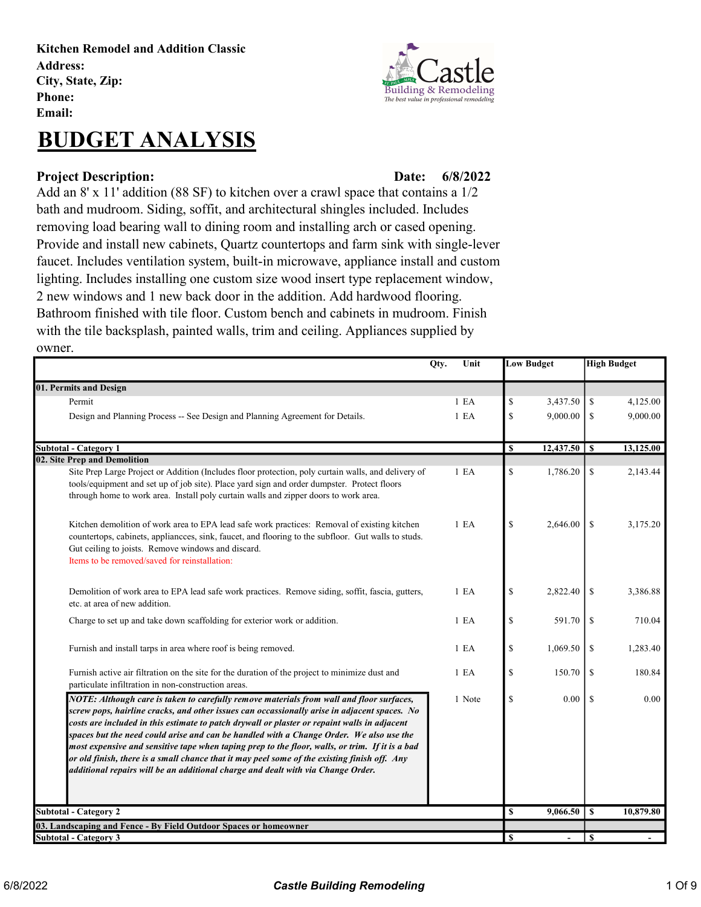**Kitchen Remodel and Addition Classic**
**Address:**
**City, State, Zip:**
**Phone:**
**Email:**

# BUDGET ANALYSIS

**Project Description:** **Date: 6/8/2022**

Add an 8' x 11' addition (88 SF) to kitchen over a crawl space that contains a 1/2 bath and mudroom. Siding, soffit, and architectural shingles included. Includes removing load bearing wall to dining room and installing arch or cased opening. Provide and install new cabinets, Quartz countertops and farm sink with single-lever faucet. Includes ventilation system, built-in microwave, appliance install and custom lighting. Includes installing one custom size wood insert type replacement window, 2 new windows and 1 new back door in the addition. Add hardwood flooring. Bathroom finished with tile floor. Custom bench and cabinets in mudroom. Finish with the tile backsplash, painted walls, trim and ceiling. Appliances supplied by owner.

| | Qty. | Unit | Low Budget | High Budget |
|---|---|---|---|---|
| **01. Permits and Design** | | | | |
| Permit | 1 | EA | $ 3,437.50 | $ 4,125.00 |
| Design and Planning Process -- See Design and Planning Agreement for Details. | 1 | EA | $ 9,000.00 | $ 9,000.00 |
| **Subtotal - Category 1** | | | **$ 12,437.50** | **$ 13,125.00** |
| **02. Site Prep and Demolition** | | | | |
| Site Prep Large Project or Addition (Includes floor protection, poly curtain walls, and delivery of tools/equipment and set up of job site). Place yard sign and order dumpster. Protect floors through home to work area. Install poly curtain walls and zipper doors to work area. | 1 | EA | $ 1,786.20 | $ 2,143.44 |
| Kitchen demolition of work area to EPA lead safe work practices: Removal of existing kitchen countertops, cabinets, appliancces, sink, faucet, and flooring to the subfloor. Gut walls to studs. Gut ceiling to joists. Remove windows and discard. Items to be removed/saved for reinstallation: | 1 | EA | $ 2,646.00 | $ 3,175.20 |
| Demolition of work area to EPA lead safe work practices. Remove siding, soffit, fascia, gutters, etc. at area of new addition. | 1 | EA | $ 2,822.40 | $ 3,386.88 |
| Charge to set up and take down scaffolding for exterior work or addition. | 1 | EA | $ 591.70 | $ 710.04 |
| Furnish and install tarps in area where roof is being removed. | 1 | EA | $ 1,069.50 | $ 1,283.40 |
| Furnish active air filtration on the site for the duration of the project to minimize dust and particulate infiltration in non-construction areas. | 1 | EA | $ 150.70 | $ 180.84 |
| ***NOTE: Although care is taken to carefully remove materials from wall and floor surfaces, screw pops, hairline cracks, and other issues can occassionally arise in adjacent spaces. No costs are included in this estimate to patch drywall or plaster or repaint walls in adjacent spaces but the need could arise and can be handled with a Change Order. We also use the most expensive and sensitive tape when taping prep to the floor, walls, or trim. If it is a bad or old finish, there is a small chance that it may peel some of the existing finish off. Any additional repairs will be an additional charge and dealt with via Change Order.*** | 1 | Note | $ 0.00 | $ 0.00 |
| **Subtotal - Category 2** | | | **$ 9,066.50** | **$ 10,879.80** |
| **03. Landscaping and Fence - By Field Outdoor Spaces or homeowner** | | | | |
| **Subtotal - Category 3** | | | **$ -** | **$ -** |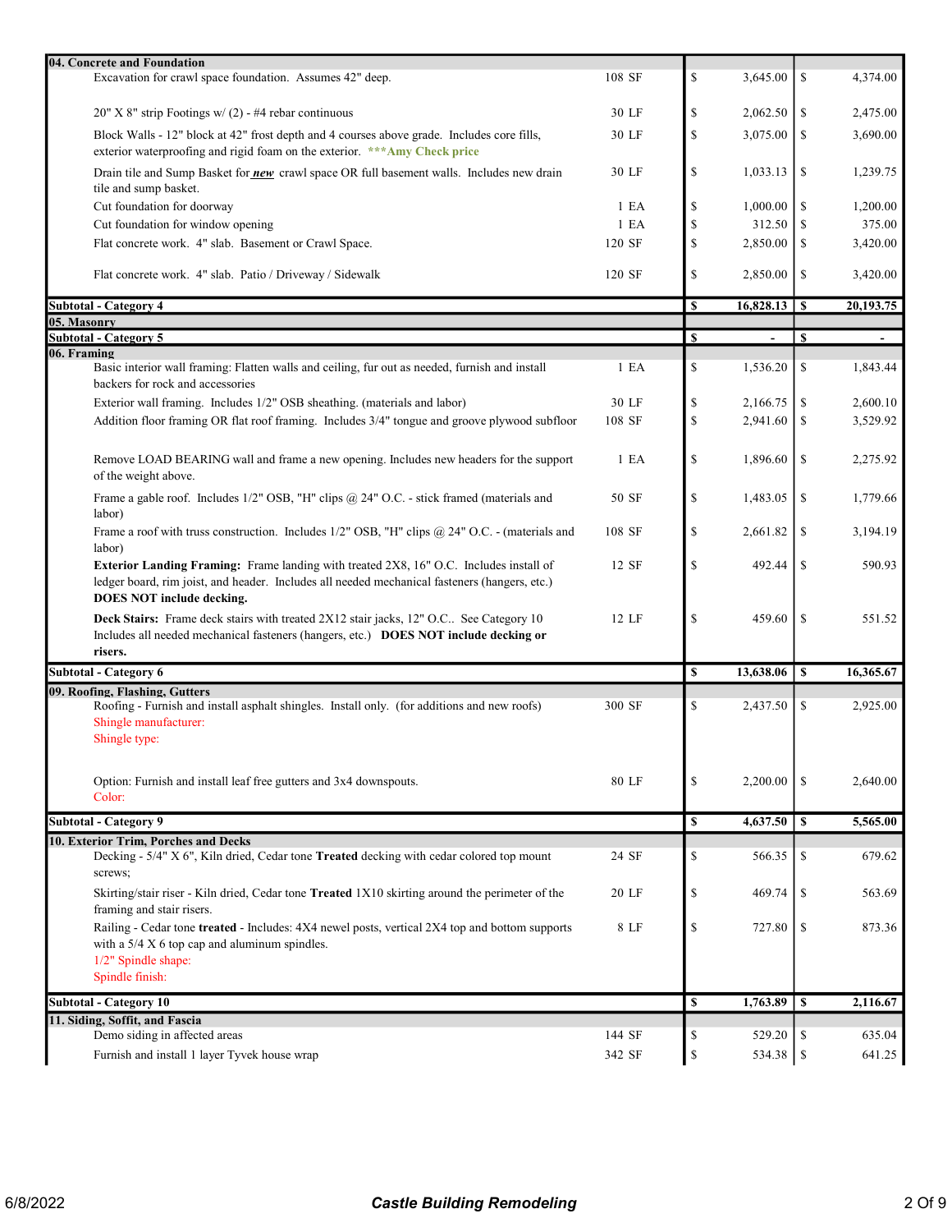| Description | Qty | Cost | Price |
|---|---|---|---|
| **04. Concrete and Foundation** | | | |
| Excavation for crawl space foundation. Assumes 42" deep. | 108 SF | $ 3,645.00 | $ 4,374.00 |
| 20" X 8" strip Footings w/ (2) - #4 rebar continuous | 30 LF | $ 2,062.50 | $ 2,475.00 |
| Block Walls - 12" block at 42" frost depth and 4 courses above grade. Includes core fills, exterior waterproofing and rigid foam on the exterior. ***Amy Check price | 30 LF | $ 3,075.00 | $ 3,690.00 |
| Drain tile and Sump Basket for ***new*** crawl space OR full basement walls. Includes new drain tile and sump basket. | 30 LF | $ 1,033.13 | $ 1,239.75 |
| Cut foundation for doorway | 1 EA | $ 1,000.00 | $ 1,200.00 |
| Cut foundation for window opening | 1 EA | $ 312.50 | $ 375.00 |
| Flat concrete work. 4" slab. Basement or Crawl Space. | 120 SF | $ 2,850.00 | $ 3,420.00 |
| Flat concrete work. 4" slab. Patio / Driveway / Sidewalk | 120 SF | $ 2,850.00 | $ 3,420.00 |
| **Subtotal - Category 4** | | **$ 16,828.13** | **$ 20,193.75** |
| **05. Masonry** | | | |
| **Subtotal - Category 5** | | **$ -** | **$ -** |
| **06. Framing** | | | |
| Basic interior wall framing: Flatten walls and ceiling, fur out as needed, furnish and install backers for rock and accessories | 1 EA | $ 1,536.20 | $ 1,843.44 |
| Exterior wall framing. Includes 1/2" OSB sheathing. (materials and labor) | 30 LF | $ 2,166.75 | $ 2,600.10 |
| Addition floor framing OR flat roof framing. Includes 3/4" tongue and groove plywood subfloor | 108 SF | $ 2,941.60 | $ 3,529.92 |
| Remove LOAD BEARING wall and frame a new opening. Includes new headers for the support of the weight above. | 1 EA | $ 1,896.60 | $ 2,275.92 |
| Frame a gable roof. Includes 1/2" OSB, "H" clips @ 24" O.C. - stick framed (materials and labor) | 50 SF | $ 1,483.05 | $ 1,779.66 |
| Frame a roof with truss construction. Includes 1/2" OSB, "H" clips @ 24" O.C. - (materials and labor) | 108 SF | $ 2,661.82 | $ 3,194.19 |
| **Exterior Landing Framing:** Frame landing with treated 2X8, 16" O.C. Includes install of ledger board, rim joist, and header. Includes all needed mechanical fasteners (hangers, etc.) **DOES NOT include decking.** | 12 SF | $ 492.44 | $ 590.93 |
| **Deck Stairs:** Frame deck stairs with treated 2X12 stair jacks, 12" O.C.. See Category 10 Includes all needed mechanical fasteners (hangers, etc.) **DOES NOT include decking or risers.** | 12 LF | $ 459.60 | $ 551.52 |
| **Subtotal - Category 6** | | **$ 13,638.06** | **$ 16,365.67** |
| **09. Roofing, Flashing, Gutters** | | | |
| Roofing - Furnish and install asphalt shingles. Install only. (for additions and new roofs)<br>Shingle manufacturer:<br>Shingle type: | 300 SF | $ 2,437.50 | $ 2,925.00 |
| Option: Furnish and install leaf free gutters and 3x4 downspouts.<br>Color: | 80 LF | $ 2,200.00 | $ 2,640.00 |
| **Subtotal - Category 9** | | **$ 4,637.50** | **$ 5,565.00** |
| **10. Exterior Trim, Porches and Decks** | | | |
| Decking - 5/4" X 6", Kiln dried, Cedar tone **Treated** decking with cedar colored top mount screws; | 24 SF | $ 566.35 | $ 679.62 |
| Skirting/stair riser - Kiln dried, Cedar tone **Treated** 1X10 skirting around the perimeter of the framing and stair risers. | 20 LF | $ 469.74 | $ 563.69 |
| Railing - Cedar tone **treated** - Includes: 4X4 newel posts, vertical 2X4 top and bottom supports with a 5/4 X 6 top cap and aluminum spindles.<br>1/2" Spindle shape:<br>Spindle finish: | 8 LF | $ 727.80 | $ 873.36 |
| **Subtotal - Category 10** | | **$ 1,763.89** | **$ 2,116.67** |
| **11. Siding, Soffit, and Fascia** | | | |
| Demo siding in affected areas | 144 SF | $ 529.20 | $ 635.04 |
| Furnish and install 1 layer Tyvek house wrap | 342 SF | $ 534.38 | $ 641.25 |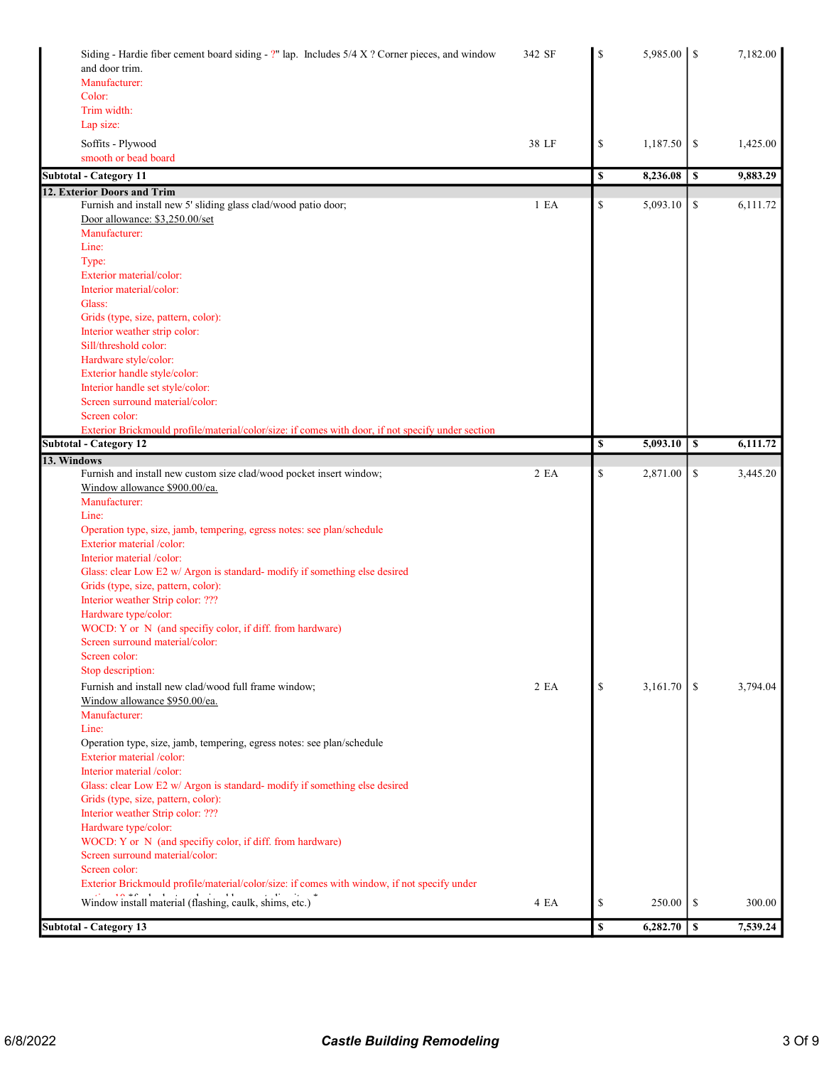| Description | Qty | | Cost | | Price |
|---|---|---|---|---|---|
| Siding - Hardie fiber cement board siding - ?" lap. Includes 5/4 X ? Corner pieces, and window and door trim.<br>Manufacturer:<br>Color:<br>Trim width:<br>Lap size: | 342 SF | $ | 5,985.00 | $ | 7,182.00 |
| Soffits - Plywood<br>smooth or bead board | 38 LF | $ | 1,187.50 | $ | 1,425.00 |
| **Subtotal - Category 11** | | **$** | **8,236.08** | **$** | **9,883.29** |
| **12. Exterior Doors and Trim** | | | | | |
| Furnish and install new 5' sliding glass clad/wood patio door;<br>Door allowance: $3,250.00/set<br>Manufacturer:<br>Line:<br>Type:<br>Exterior material/color:<br>Interior material/color:<br>Glass:<br>Grids (type, size, pattern, color):<br>Interior weather strip color:<br>Sill/threshold color:<br>Hardware style/color:<br>Exterior handle style/color:<br>Interior handle set style/color:<br>Screen surround material/color:<br>Screen color:<br>Exterior Brickmould profile/material/color/size: if comes with door, if not specify under section | 1 EA | $ | 5,093.10 | $ | 6,111.72 |
| **Subtotal - Category 12** | | **$** | **5,093.10** | **$** | **6,111.72** |
| **13. Windows** | | | | | |
| Furnish and install new custom size clad/wood pocket insert window;<br>Window allowance $900.00/ea.<br>Manufacturer:<br>Line:<br>Operation type, size, jamb, tempering, egress notes: see plan/schedule<br>Exterior material /color:<br>Interior material /color:<br>Glass: clear Low E2 w/ Argon is standard- modify if something else desired<br>Grids (type, size, pattern, color):<br>Interior weather Strip color: ???<br>Hardware type/color:<br>WOCD: Y or N (and specifiy color, if diff. from hardware)<br>Screen surround material/color:<br>Screen color:<br>Stop description: | 2 EA | $ | 2,871.00 | $ | 3,445.20 |
| Furnish and install new clad/wood full frame window;<br>Window allowance $950.00/ea.<br>Manufacturer:<br>Line:<br>Operation type, size, jamb, tempering, egress notes: see plan/schedule<br>Exterior material /color:<br>Interior material /color:<br>Glass: clear Low E2 w/ Argon is standard- modify if something else desired<br>Grids (type, size, pattern, color):<br>Interior weather Strip color: ???<br>Hardware type/color:<br>WOCD: Y or N (and specifiy color, if diff. from hardware)<br>Screen surround material/color:<br>Screen color:<br>Exterior Brickmould profile/material/color/size: if comes with window, if not specify under | 2 EA | $ | 3,161.70 | $ | 3,794.04 |
| Window install material (flashing, caulk, shims, etc.) | 4 EA | $ | 250.00 | $ | 300.00 |
| **Subtotal - Category 13** | | **$** | **6,282.70** | **$** | **7,539.24** |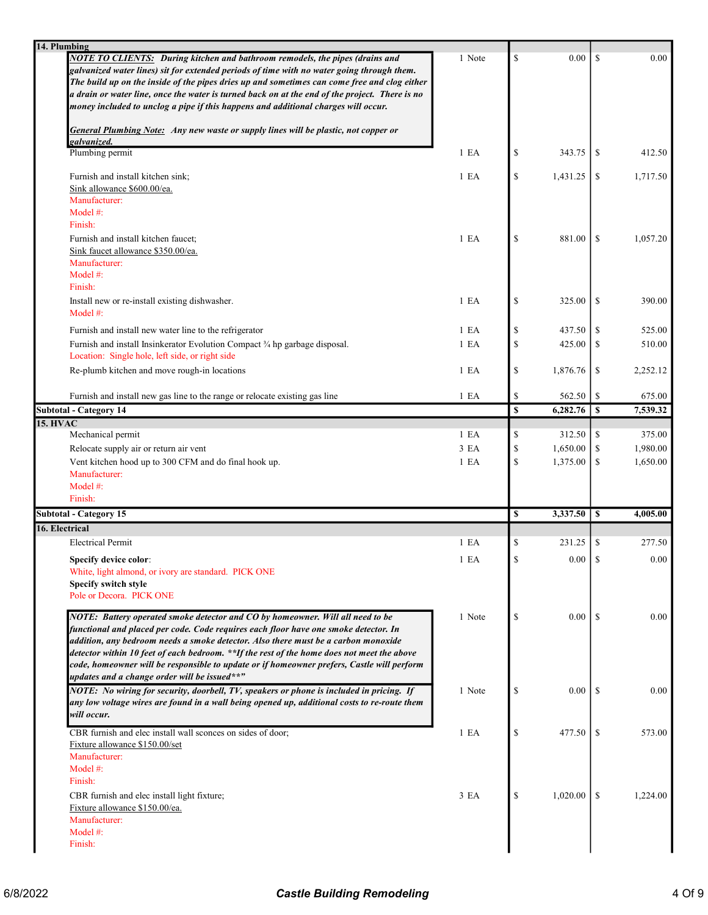| Description | Qty | Cost | Price |
|---|---|---|---|
| **14. Plumbing** | | | |
| ***NOTE TO CLIENTS:*** *During kitchen and bathroom remodels, the pipes (drains and galvanized water lines) sit for extended periods of time with no water going through them. The build up on the inside of the pipes dries up and sometimes can come free and clog either a drain or water line, once the water is turned back on at the end of the project. There is no money included to unclog a pipe if this happens and additional charges will occur.*<br><br>***General Plumbing Note:*** *Any new waste or supply lines will be plastic, not copper or galvanized.* | 1 Note | $ 0.00 | $ 0.00 |
| Plumbing permit | 1 EA | $ 343.75 | $ 412.50 |
| Furnish and install kitchen sink;<br>Sink allowance $600.00/ea.<br>Manufacturer:<br>Model #:<br>Finish: | 1 EA | $ 1,431.25 | $ 1,717.50 |
| Furnish and install kitchen faucet;<br>Sink faucet allowance $350.00/ea.<br>Manufacturer:<br>Model #:<br>Finish: | 1 EA | $ 881.00 | $ 1,057.20 |
| Install new or re-install existing dishwasher.<br>Model #: | 1 EA | $ 325.00 | $ 390.00 |
| Furnish and install new water line to the refrigerator | 1 EA | $ 437.50 | $ 525.00 |
| Furnish and install Insinkerator Evolution Compact ¾ hp garbage disposal.<br>Location: Single hole, left side, or right side | 1 EA | $ 425.00 | $ 510.00 |
| Re-plumb kitchen and move rough-in locations | 1 EA | $ 1,876.76 | $ 2,252.12 |
| Furnish and install new gas line to the range or relocate existing gas line | 1 EA | $ 562.50 | $ 675.00 |
| **Subtotal - Category 14** | | **$ 6,282.76** | **$ 7,539.32** |
| **15. HVAC** | | | |
| Mechanical permit | 1 EA | $ 312.50 | $ 375.00 |
| Relocate supply air or return air vent | 3 EA | $ 1,650.00 | $ 1,980.00 |
| Vent kitchen hood up to 300 CFM and do final hook up.<br>Manufacturer:<br>Model #:<br>Finish: | 1 EA | $ 1,375.00 | $ 1,650.00 |
| **Subtotal - Category 15** | | **$ 3,337.50** | **$ 4,005.00** |
| **16. Electrical** | | | |
| Electrical Permit | 1 EA | $ 231.25 | $ 277.50 |
| **Specify device color**:<br>White, light almond, or ivory are standard. PICK ONE<br>**Specify switch style**<br>Pole or Decora. PICK ONE | 1 EA | $ 0.00 | $ 0.00 |
| ***NOTE: Battery operated smoke detector and CO by homeowner. Will all need to be functional and placed per code. Code requires each floor have one smoke detector. In addition, any bedroom needs a smoke detector. Also there must be a carbon monoxide detector within 10 feet of each bedroom. **If the rest of the home does not meet the above code, homeowner will be responsible to update or if homeowner prefers, Castle will perform updates and a change order will be issued**"*** | 1 Note | $ 0.00 | $ 0.00 |
| ***NOTE: No wiring for security, doorbell, TV, speakers or phone is included in pricing. If any low voltage wires are found in a wall being opened up, additional costs to re-route them will occur.*** | 1 Note | $ 0.00 | $ 0.00 |
| CBR furnish and elec install wall sconces on sides of door;<br>Fixture allowance $150.00/set<br>Manufacturer:<br>Model #:<br>Finish: | 1 EA | $ 477.50 | $ 573.00 |
| CBR furnish and elec install light fixture;<br>Fixture allowance $150.00/ea.<br>Manufacturer:<br>Model #:<br>Finish: | 3 EA | $ 1,020.00 | $ 1,224.00 |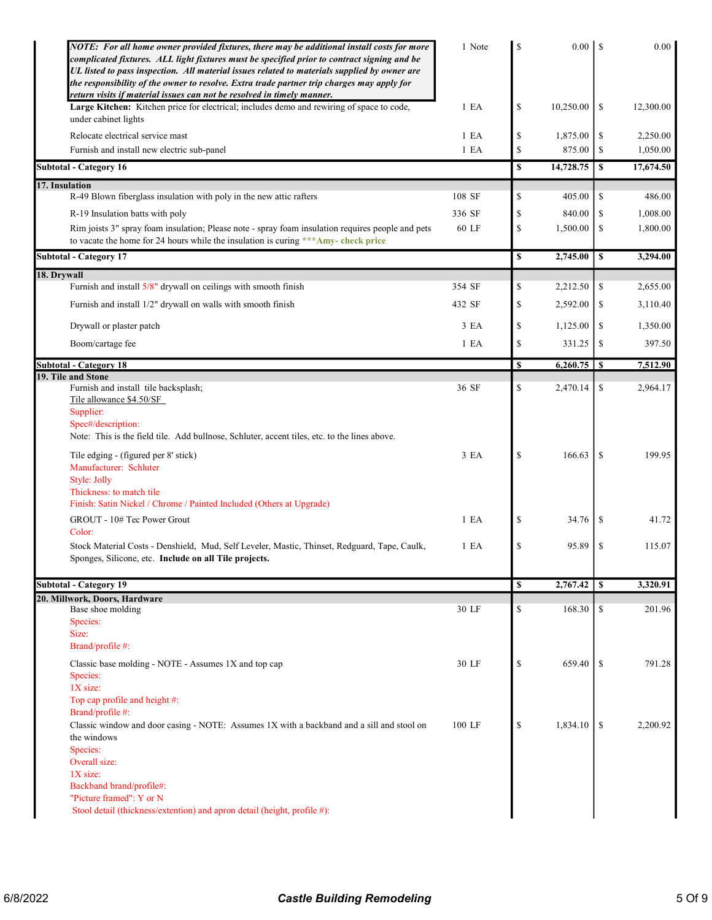| Description | Qty | Cost | Price |
|---|---|---|---|
| ***NOTE: For all home owner provided fixtures, there may be additional install costs for more complicated fixtures. ALL light fixtures must be specified prior to contract signing and be UL listed to pass inspection. All material issues related to materials supplied by owner are the responsibility of the owner to resolve. Extra trade partner trip charges may apply for return visits if material issues can not be resolved in timely manner.*** | 1 Note | $ 0.00 | $ 0.00 |
| **Large Kitchen:** Kitchen price for electrical; includes demo and rewiring of space to code, under cabinet lights | 1 EA | $ 10,250.00 | $ 12,300.00 |
| Relocate electrical service mast | 1 EA | $ 1,875.00 | $ 2,250.00 |
| Furnish and install new electric sub-panel | 1 EA | $ 875.00 | $ 1,050.00 |
| **Subtotal - Category 16** | | **$ 14,728.75** | **$ 17,674.50** |
| **17. Insulation** | | | |
| R-49 Blown fiberglass insulation with poly in the new attic rafters | 108 SF | $ 405.00 | $ 486.00 |
| R-19 Insulation batts with poly | 336 SF | $ 840.00 | $ 1,008.00 |
| Rim joists 3" spray foam insulation; Please note - spray foam insulation requires people and pets to vacate the home for 24 hours while the insulation is curing ***Amy- check price | 60 LF | $ 1,500.00 | $ 1,800.00 |
| **Subtotal - Category 17** | | **$ 2,745.00** | **$ 3,294.00** |
| **18. Drywall** | | | |
| Furnish and install 5/8" drywall on ceilings with smooth finish | 354 SF | $ 2,212.50 | $ 2,655.00 |
| Furnish and install 1/2" drywall on walls with smooth finish | 432 SF | $ 2,592.00 | $ 3,110.40 |
| Drywall or plaster patch | 3 EA | $ 1,125.00 | $ 1,350.00 |
| Boom/cartage fee | 1 EA | $ 331.25 | $ 397.50 |
| **Subtotal - Category 18** | | **$ 6,260.75** | **$ 7,512.90** |
| **19. Tile and Stone** | | | |
| Furnish and install tile backsplash;<br>Tile allowance $4.50/SF<br>Supplier:<br>Spec#/description:<br>Note: This is the field tile. Add bullnose, Schluter, accent tiles, etc. to the lines above. | 36 SF | $ 2,470.14 | $ 2,964.17 |
| Tile edging - (figured per 8' stick)<br>Manufacturer: Schluter<br>Style: Jolly<br>Thickness: to match tile<br>Finish: Satin Nickel / Chrome / Painted Included (Others at Upgrade) | 3 EA | $ 166.63 | $ 199.95 |
| GROUT - 10# Tec Power Grout<br>Color: | 1 EA | $ 34.76 | $ 41.72 |
| Stock Material Costs - Denshield, Mud, Self Leveler, Mastic, Thinset, Redguard, Tape, Caulk, Sponges, Silicone, etc. **Include on all Tile projects.** | 1 EA | $ 95.89 | $ 115.07 |
| **Subtotal - Category 19** | | **$ 2,767.42** | **$ 3,320.91** |
| **20. Millwork, Doors, Hardware** | | | |
| Base shoe molding<br>Species:<br>Size:<br>Brand/profile #: | 30 LF | $ 168.30 | $ 201.96 |
| Classic base molding - NOTE - Assumes 1X and top cap<br>Species:<br>1X size:<br>Top cap profile and height #:<br>Brand/profile #: | 30 LF | $ 659.40 | $ 791.28 |
| Classic window and door casing - NOTE: Assumes 1X with a backband and a sill and stool on the windows<br>Species:<br>Overall size:<br>1X size:<br>Backband brand/profile#:<br>"Picture framed": Y or N<br>Stool detail (thickness/extention) and apron detail (height, profile #): | 100 LF | $ 1,834.10 | $ 2,200.92 |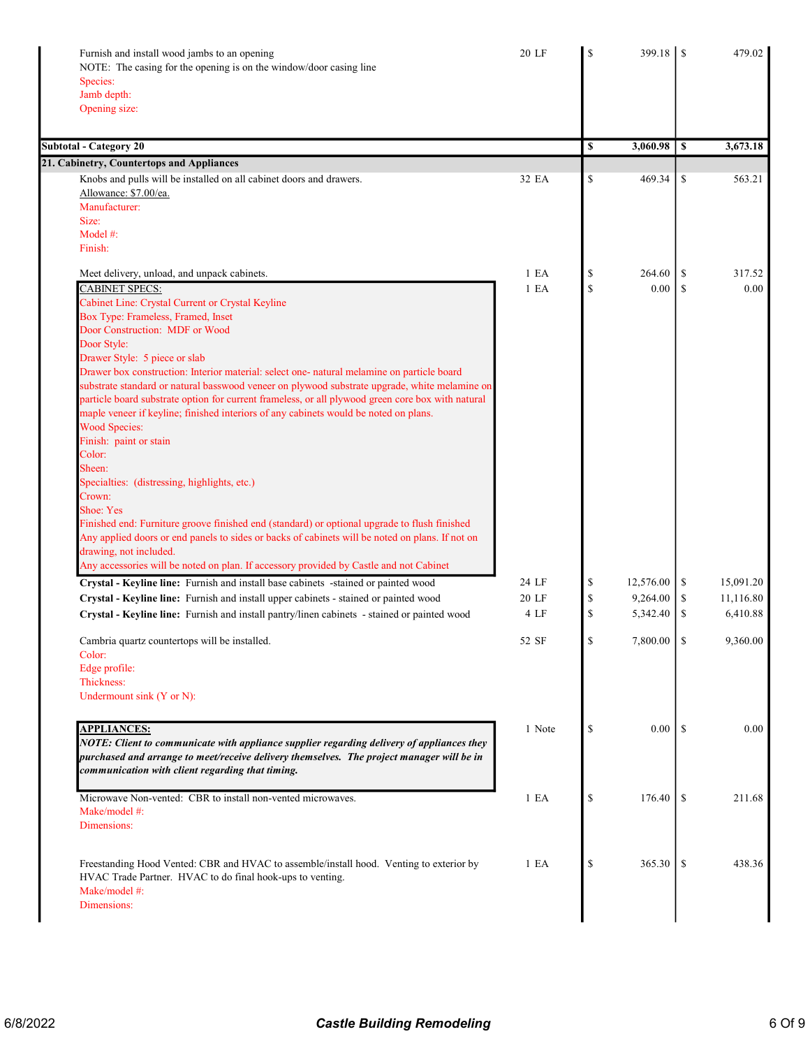| Description | Qty | Cost | Price |
|---|---|---|---|
| Furnish and install wood jambs to an opening<br>NOTE: The casing for the opening is on the window/door casing line<br>Species:<br>Jamb depth:<br>Opening size: | 20 LF | $ 399.18 | $ 479.02 |
| **Subtotal - Category 20** | | **$ 3,060.98** | **$ 3,673.18** |
| **21. Cabinetry, Countertops and Appliances** | | | |
| Knobs and pulls will be installed on all cabinet doors and drawers.<br>Allowance: $7.00/ea.<br>Manufacturer:<br>Size:<br>Model #:<br>Finish: | 32 EA | $ 469.34 | $ 563.21 |
| Meet delivery, unload, and unpack cabinets. | 1 EA | $ 264.60 | $ 317.52 |
| CABINET SPECS:<br>Cabinet Line: Crystal Current or Crystal Keyline<br>Box Type: Frameless, Framed, Inset<br>Door Construction: MDF or Wood<br>Door Style:<br>Drawer Style: 5 piece or slab<br>Drawer box construction: Interior material: select one- natural melamine on particle board substrate standard or natural basswood veneer on plywood substrate upgrade, white melamine on particle board substrate option for current frameless, or all plywood green core box with natural maple veneer if keyline; finished interiors of any cabinets would be noted on plans.<br>Wood Species:<br>Finish: paint or stain<br>Color:<br>Sheen:<br>Specialties: (distressing, highlights, etc.)<br>Crown:<br>Shoe: Yes<br>Finished end: Furniture groove finished end (standard) or optional upgrade to flush finished<br>Any applied doors or end panels to sides or backs of cabinets will be noted on plans. If not on drawing, not included.<br>Any accessories will be noted on plan. If accessory provided by Castle and not Cabinet | 1 EA | $ 0.00 | $ 0.00 |
| **Crystal - Keyline line:** Furnish and install base cabinets -stained or painted wood | 24 LF | $ 12,576.00 | $ 15,091.20 |
| **Crystal - Keyline line:** Furnish and install upper cabinets - stained or painted wood | 20 LF | $ 9,264.00 | $ 11,116.80 |
| **Crystal - Keyline line:** Furnish and install pantry/linen cabinets - stained or painted wood | 4 LF | $ 5,342.40 | $ 6,410.88 |
| Cambria quartz countertops will be installed.<br>Color:<br>Edge profile:<br>Thickness:<br>Undermount sink (Y or N): | 52 SF | $ 7,800.00 | $ 9,360.00 |
| **APPLIANCES:**<br>***NOTE: Client to communicate with appliance supplier regarding delivery of appliances they purchased and arrange to meet/receive delivery themselves. The project manager will be in communication with client regarding that timing.*** | 1 Note | $ 0.00 | $ 0.00 |
| Microwave Non-vented: CBR to install non-vented microwaves.<br>Make/model #:<br>Dimensions: | 1 EA | $ 176.40 | $ 211.68 |
| Freestanding Hood Vented: CBR and HVAC to assemble/install hood. Venting to exterior by HVAC Trade Partner. HVAC to do final hook-ups to venting.<br>Make/model #:<br>Dimensions: | 1 EA | $ 365.30 | $ 438.36 |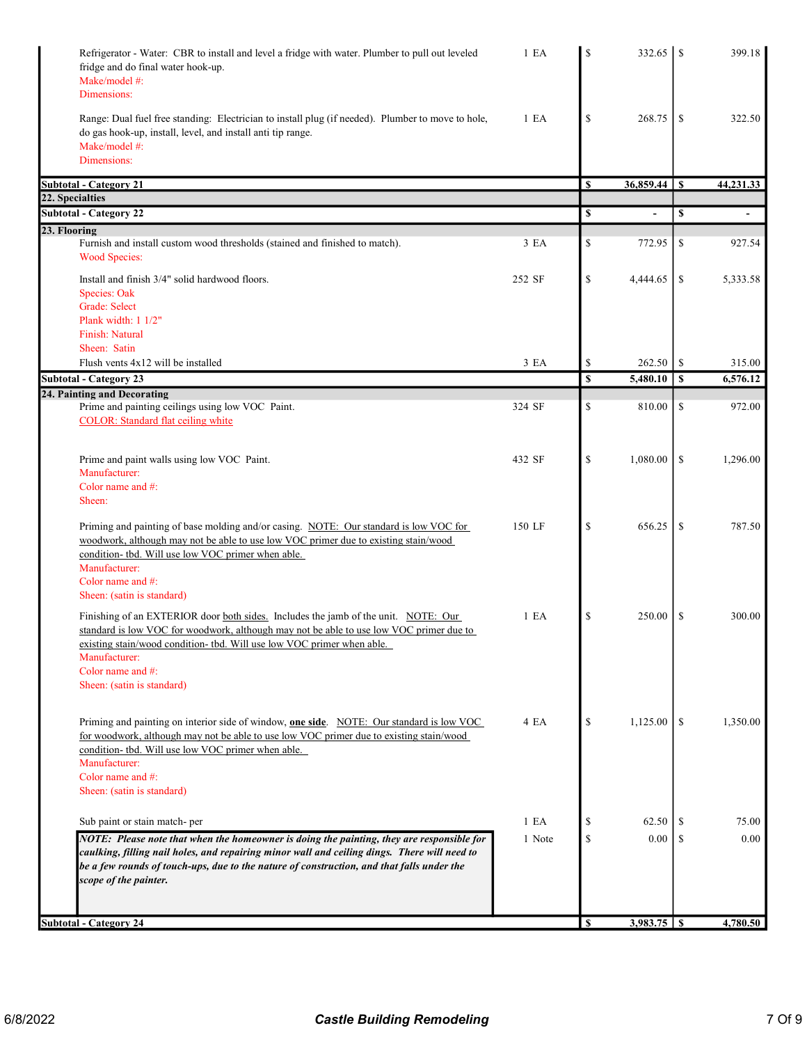| Description | Qty | | Cost | | Price |
|---|---|---|---|---|---|
| Refrigerator - Water: CBR to install and level a fridge with water. Plumber to pull out leveled fridge and do final water hook-up.<br>Make/model #:<br>Dimensions: | 1 EA | $ | 332.65 | $ | 399.18 |
| Range: Dual fuel free standing: Electrician to install plug (if needed). Plumber to move to hole, do gas hook-up, install, level, and install anti tip range.<br>Make/model #:<br>Dimensions: | 1 EA | $ | 268.75 | $ | 322.50 |
| **Subtotal - Category 21** | | **$** | **36,859.44** | **$** | **44,231.33** |
| **22. Specialties** | | | | | |
| **Subtotal - Category 22** | | **$** | **-** | **$** | **-** |
| **23. Flooring** | | | | | |
| Furnish and install custom wood thresholds (stained and finished to match).<br>Wood Species: | 3 EA | $ | 772.95 | $ | 927.54 |
| Install and finish 3/4" solid hardwood floors.<br>Species: Oak<br>Grade: Select<br>Plank width: 1 1/2"<br>Finish: Natural<br>Sheen: Satin | 252 SF | $ | 4,444.65 | $ | 5,333.58 |
| Flush vents 4x12 will be installed | 3 EA | $ | 262.50 | $ | 315.00 |
| **Subtotal - Category 23** | | **$** | **5,480.10** | **$** | **6,576.12** |
| **24. Painting and Decorating** | | | | | |
| Prime and painting ceilings using low VOC Paint.<br>COLOR: Standard flat ceiling white | 324 SF | $ | 810.00 | $ | 972.00 |
| Prime and paint walls using low VOC Paint.<br>Manufacturer:<br>Color name and #:<br>Sheen: | 432 SF | $ | 1,080.00 | $ | 1,296.00 |
| Priming and painting of base molding and/or casing. NOTE: Our standard is low VOC for woodwork, although may not be able to use low VOC primer due to existing stain/wood condition- tbd. Will use low VOC primer when able.<br>Manufacturer:<br>Color name and #:<br>Sheen: (satin is standard) | 150 LF | $ | 656.25 | $ | 787.50 |
| Finishing of an EXTERIOR door both sides. Includes the jamb of the unit. NOTE: Our standard is low VOC for woodwork, although may not be able to use low VOC primer due to existing stain/wood condition- tbd. Will use low VOC primer when able.<br>Manufacturer:<br>Color name and #:<br>Sheen: (satin is standard) | 1 EA | $ | 250.00 | $ | 300.00 |
| Priming and painting on interior side of window, **one side**. NOTE: Our standard is low VOC for woodwork, although may not be able to use low VOC primer due to existing stain/wood condition- tbd. Will use low VOC primer when able.<br>Manufacturer:<br>Color name and #:<br>Sheen: (satin is standard) | 4 EA | $ | 1,125.00 | $ | 1,350.00 |
| Sub paint or stain match- per | 1 EA | $ | 62.50 | $ | 75.00 |
| ***NOTE: Please note that when the homeowner is doing the painting, they are responsible for caulking, filling nail holes, and repairing minor wall and ceiling dings. There will need to be a few rounds of touch-ups, due to the nature of construction, and that falls under the scope of the painter.*** | 1 Note | $ | 0.00 | $ | 0.00 |
| **Subtotal - Category 24** | | **$** | **3,983.75** | **$** | **4,780.50** |

6/8/2022

***Castle Building Remodeling***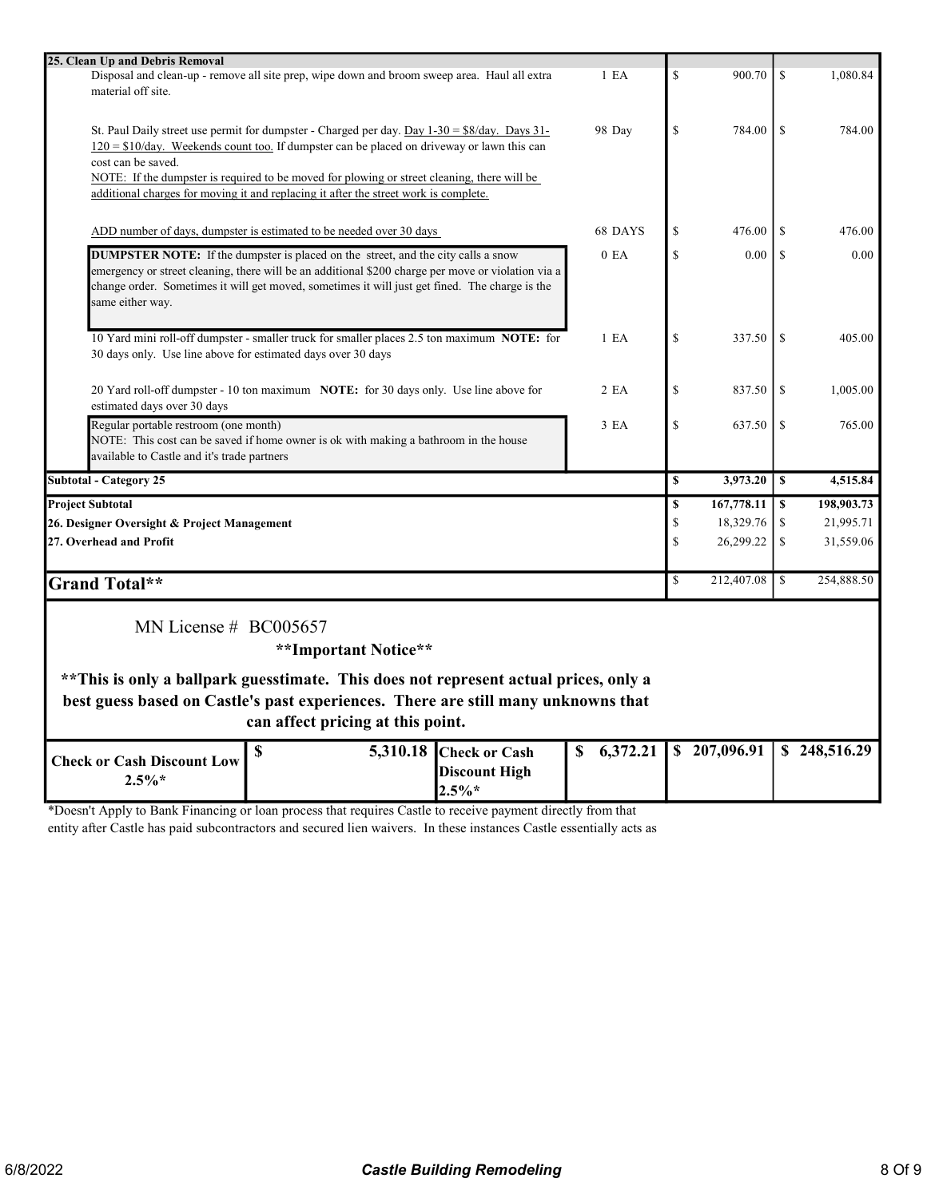| Item | Qty | Low | High |
|---|---|---|---|
| **25. Clean Up and Debris Removal** | | | |
| Disposal and clean-up - remove all site prep, wipe down and broom sweep area. Haul all extra material off site. | 1 EA | $ 900.70 | $ 1,080.84 |
| St. Paul Daily street use permit for dumpster - Charged per day. Day 1-30 = $8/day. Days 31-120 = $10/day. Weekends count too. If dumpster can be placed on driveway or lawn this can cost can be saved. NOTE: If the dumpster is required to be moved for plowing or street cleaning, there will be additional charges for moving it and replacing it after the street work is complete. | 98 Day | $ 784.00 | $ 784.00 |
| ADD number of days, dumpster is estimated to be needed over 30 days | 68 DAYS | $ 476.00 | $ 476.00 |
| **DUMPSTER NOTE:** If the dumpster is placed on the street, and the city calls a snow emergency or street cleaning, there will be an additional $200 charge per move or violation via a change order. Sometimes it will get moved, sometimes it will just get fined. The charge is the same either way. | 0 EA | $ 0.00 | $ 0.00 |
| 10 Yard mini roll-off dumpster - smaller truck for smaller places 2.5 ton maximum **NOTE:** for 30 days only. Use line above for estimated days over 30 days | 1 EA | $ 337.50 | $ 405.00 |
| 20 Yard roll-off dumpster - 10 ton maximum **NOTE:** for 30 days only. Use line above for estimated days over 30 days | 2 EA | $ 837.50 | $ 1,005.00 |
| Regular portable restroom (one month) NOTE: This cost can be saved if home owner is ok with making a bathroom in the house available to Castle and it's trade partners | 3 EA | $ 637.50 | $ 765.00 |
| **Subtotal - Category 25** | | **$ 3,973.20** | **$ 4,515.84** |
| **Project Subtotal** | | **$ 167,778.11** | **$ 198,903.73** |
| **26. Designer Oversight & Project Management** | | $ 18,329.76 | $ 21,995.71 |
| **27. Overhead and Profit** | | $ 26,299.22 | $ 31,559.06 |
| **Grand Total**** | | $ 212,407.08 | $ 254,888.50 |

MN License # BC005657

**\*\*Important Notice\*\***

**\*\*This is only a ballpark guesstimate. This does not represent actual prices, only a best guess based on Castle's past experiences. There are still many unknowns that can affect pricing at this point.**

| Check or Cash Discount Low 2.5%* | Amount | Check or Cash Discount High 2.5%* | Amount | Low Total | High Total |
|---|---|---|---|---|---|
| | **$ 5,310.18** | | **$ 6,372.21** | **$ 207,096.91** | **$ 248,516.29** |

*Doesn't Apply to Bank Financing or loan process that requires Castle to receive payment directly from that entity after Castle has paid subcontractors and secured lien waivers. In these instances Castle essentially acts as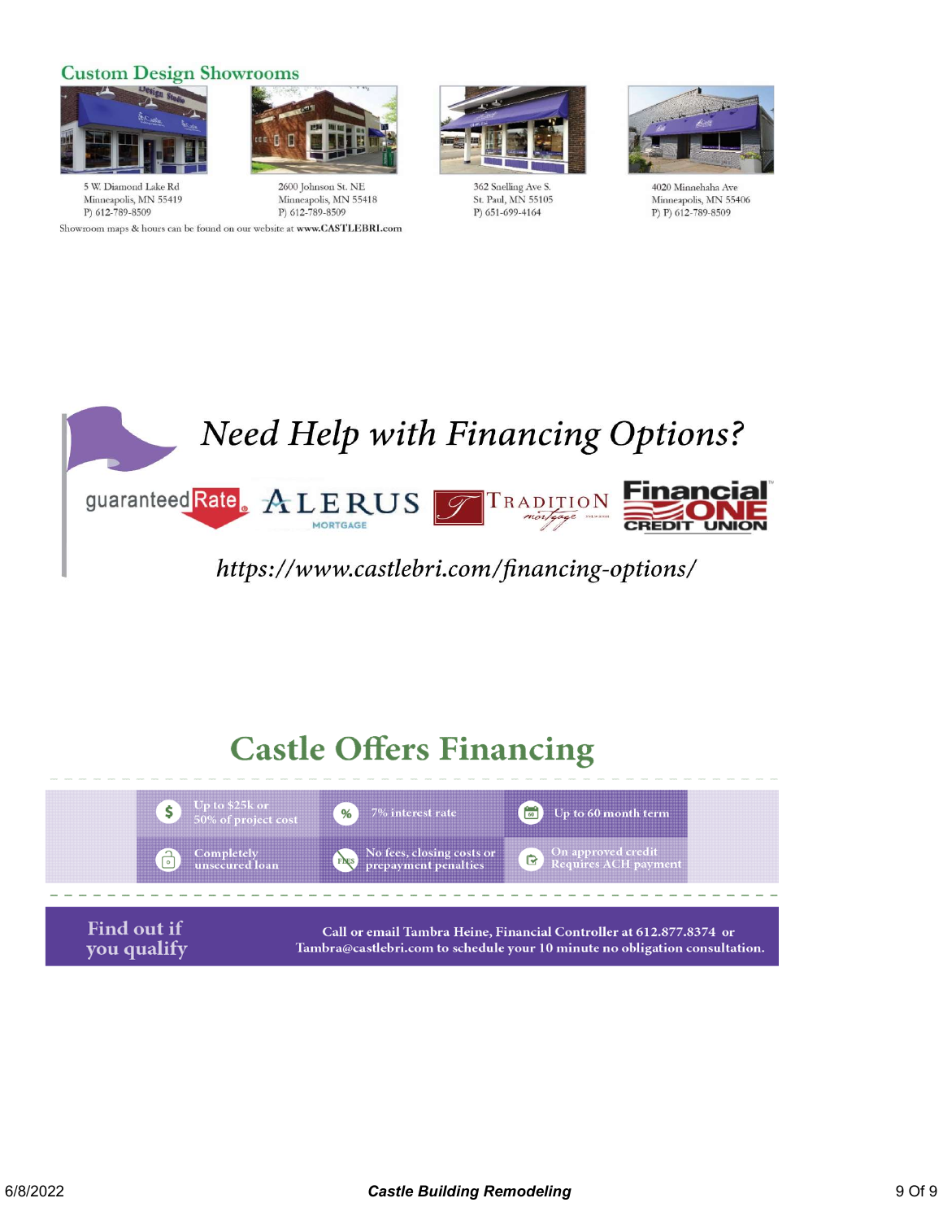## Custom Design Showrooms

5 W. Diamond Lake Rd
Minneapolis, MN 55419
P) 612-789-8509

2600 Johnson St. NE
Minneapolis, MN 55418
P) 612-789-8509

362 Snelling Ave S.
St. Paul, MN 55105
P) 651-699-4164

4020 Minnehaha Ave
Minneapolis, MN 55406
P) P) 612-789-8509

Showroom maps & hours can be found on our website at **www.CASTLEBRI.com**

# *Need Help with Financing Options?*

guaranteedRate ALERUS MORTGAGE Tradition mortgage Financial ONE CREDIT UNION

*https://www.castlebri.com/financing-options/*

## Castle Offers Financing

- Up to $25k or 50% of project cost
- 7% interest rate
- Up to 60 month term
- Completely unsecured loan
- No fees, closing costs or prepayment penalties
- On approved credit Requires ACH payment

**Find out if you qualify**

**Call or email Tambra Heine, Financial Controller at 612.877.8374 or Tambra@castlebri.com to schedule your 10 minute no obligation consultation.**